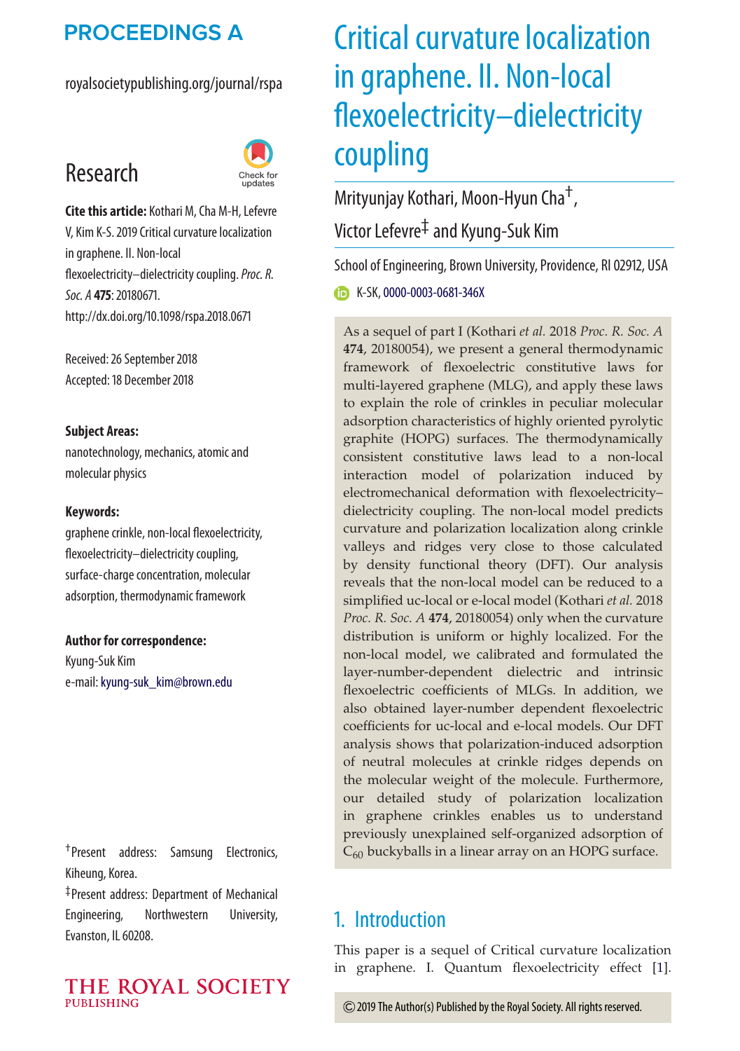PROCEEDINGS A

royalsocietypublishing.org/journal/rspa

Research

**Cite this article:** Kothari M, Cha M-H, Lefevre V, Kim K-S. 2019 Critical curvature localization in graphene. II. Non-local flexoelectricity–dielectricity coupling. *Proc. R. Soc. A* **475**: 20180671. http://dx.doi.org/10.1098/rspa.2018.0671

Received: 26 September 2018
Accepted: 18 December 2018

**Subject Areas:**
nanotechnology, mechanics, atomic and molecular physics

**Keywords:**
graphene crinkle, non-local flexoelectricity, flexoelectricity–dielectricity coupling, surface-charge concentration, molecular adsorption, thermodynamic framework

**Author for correspondence:**
Kyung-Suk Kim
e-mail: kyung-suk_kim@brown.edu

[†]Present address: Samsung Electronics, Kiheung, Korea.
[‡]Present address: Department of Mechanical Engineering, Northwestern University, Evanston, IL 60208.

# Critical curvature localization in graphene. II. Non-local flexoelectricity–dielectricity coupling

Mrityunjay Kothari, Moon-Hyun Cha[†], Victor Lefevre[‡] and Kyung-Suk Kim

School of Engineering, Brown University, Providence, RI 02912, USA

K-SK, 0000-0003-0681-346X

As a sequel of part I (Kothari *et al.* 2018 *Proc. R. Soc. A* **474**, 20180054), we present a general thermodynamic framework of flexoelectric constitutive laws for multi-layered graphene (MLG), and apply these laws to explain the role of crinkles in peculiar molecular adsorption characteristics of highly oriented pyrolytic graphite (HOPG) surfaces. The thermodynamically consistent constitutive laws lead to a non-local interaction model of polarization induced by electromechanical deformation with flexoelectricity–dielectricity coupling. The non-local model predicts curvature and polarization localization along crinkle valleys and ridges very close to those calculated by density functional theory (DFT). Our analysis reveals that the non-local model can be reduced to a simplified uc-local or e-local model (Kothari *et al.* 2018 *Proc. R. Soc. A* **474**, 20180054) only when the curvature distribution is uniform or highly localized. For the non-local model, we calibrated and formulated the layer-number-dependent dielectric and intrinsic flexoelectric coefficients of MLGs. In addition, we also obtained layer-number dependent flexoelectric coefficients for uc-local and e-local models. Our DFT analysis shows that polarization-induced adsorption of neutral molecules at crinkle ridges depends on the molecular weight of the molecule. Furthermore, our detailed study of polarization localization in graphene crinkles enables us to understand previously unexplained self-organized adsorption of $C_{60}$ buckyballs in a linear array on an HOPG surface.

## 1. Introduction

This paper is a sequel of Critical curvature localization in graphene. I. Quantum flexoelectricity effect [1].

© 2019 The Author(s) Published by the Royal Society. All rights reserved.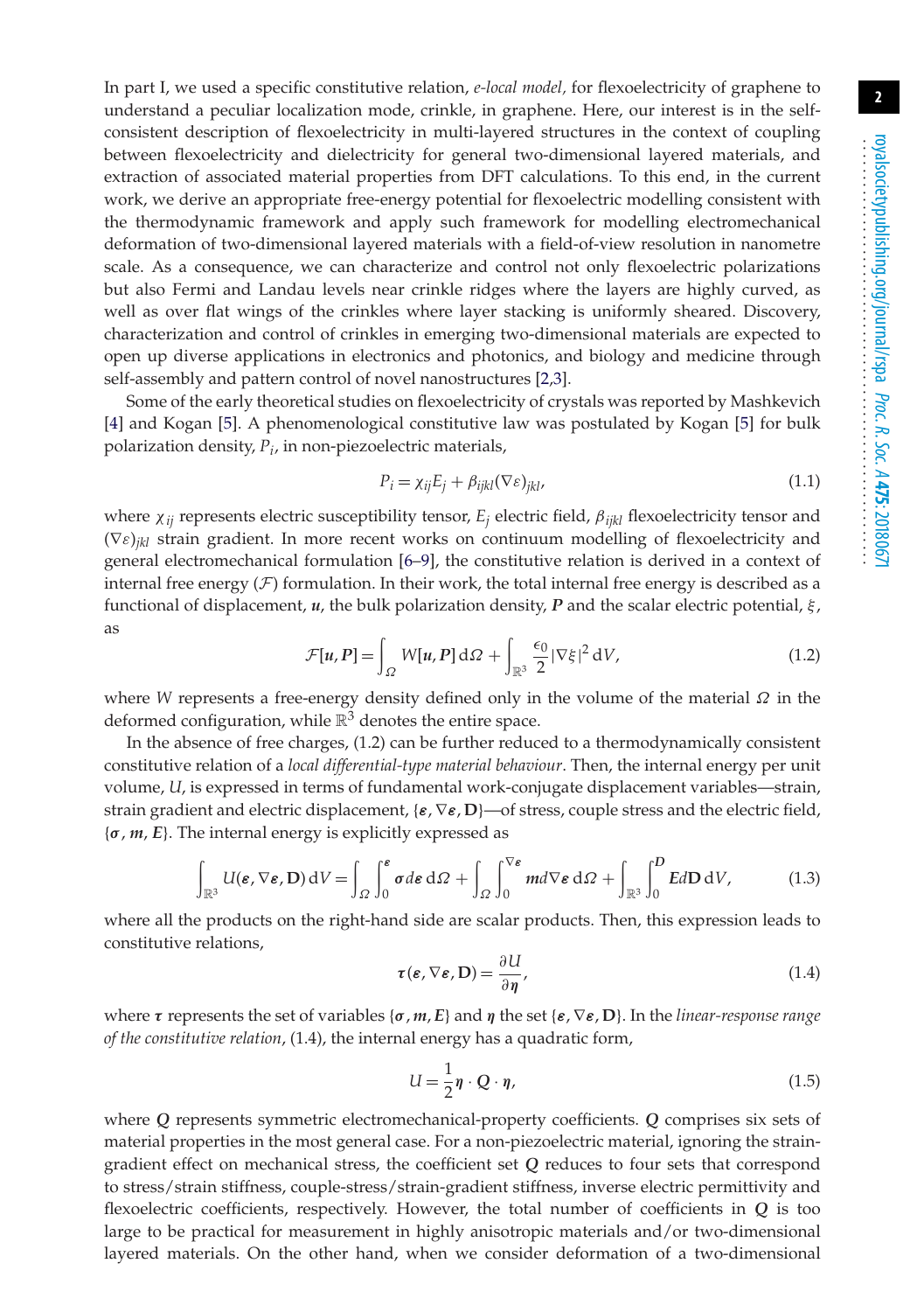In part I, we used a specific constitutive relation, *e-local model*, for flexoelectricity of graphene to understand a peculiar localization mode, crinkle, in graphene. Here, our interest is in the self-consistent description of flexoelectricity in multi-layered structures in the context of coupling between flexoelectricity and dielectricity for general two-dimensional layered materials, and extraction of associated material properties from DFT calculations. To this end, in the current work, we derive an appropriate free-energy potential for flexoelectric modelling consistent with the thermodynamic framework and apply such framework for modelling electromechanical deformation of two-dimensional layered materials with a field-of-view resolution in nanometre scale. As a consequence, we can characterize and control not only flexoelectric polarizations but also Fermi and Landau levels near crinkle ridges where the layers are highly curved, as well as over flat wings of the crinkles where layer stacking is uniformly sheared. Discovery, characterization and control of crinkles in emerging two-dimensional materials are expected to open up diverse applications in electronics and photonics, and biology and medicine through self-assembly and pattern control of novel nanostructures [2,3].

Some of the early theoretical studies on flexoelectricity of crystals was reported by Mashkevich [4] and Kogan [5]. A phenomenological constitutive law was postulated by Kogan [5] for bulk polarization density, $P_i$, in non-piezoelectric materials,

$$P_i = \chi_{ij} E_j + \beta_{ijkl} (\nabla \varepsilon)_{jkl}, \tag{1.1}$$

where $\chi_{ij}$ represents electric susceptibility tensor, $E_j$ electric field, $\beta_{ijkl}$ flexoelectricity tensor and $(\nabla \varepsilon)_{jkl}$ strain gradient. In more recent works on continuum modelling of flexoelectricity and general electromechanical formulation [6–9], the constitutive relation is derived in a context of internal free energy ($\mathcal{F}$) formulation. In their work, the total internal free energy is described as a functional of displacement, $\boldsymbol{u}$, the bulk polarization density, $\boldsymbol{P}$ and the scalar electric potential, $\xi$, as

$$\mathcal{F}[\boldsymbol{u}, \boldsymbol{P}] = \int_{\Omega} W[\boldsymbol{u}, \boldsymbol{P}] \, \mathrm{d}\Omega + \int_{\mathbb{R}^3} \frac{\epsilon_0}{2} |\nabla \xi|^2 \, \mathrm{d}V, \tag{1.2}$$

where $W$ represents a free-energy density defined only in the volume of the material $\Omega$ in the deformed configuration, while $\mathbb{R}^3$ denotes the entire space.

In the absence of free charges, (1.2) can be further reduced to a thermodynamically consistent constitutive relation of a *local differential-type material behaviour*. Then, the internal energy per unit volume, $U$, is expressed in terms of fundamental work-conjugate displacement variables—strain, strain gradient and electric displacement, $\{\boldsymbol{\varepsilon}, \nabla \boldsymbol{\varepsilon}, \mathbf{D}\}$—of stress, couple stress and the electric field, $\{\boldsymbol{\sigma}, \boldsymbol{m}, \boldsymbol{E}\}$. The internal energy is explicitly expressed as

$$\int_{\mathbb{R}^3} U(\boldsymbol{\varepsilon}, \nabla \boldsymbol{\varepsilon}, \mathbf{D}) \, \mathrm{d}V = \int_{\Omega} \int_0^{\boldsymbol{\varepsilon}} \boldsymbol{\sigma} d\boldsymbol{\varepsilon} \, \mathrm{d}\Omega + \int_{\Omega} \int_0^{\nabla \boldsymbol{\varepsilon}} \boldsymbol{m} d\nabla \boldsymbol{\varepsilon} \, \mathrm{d}\Omega + \int_{\mathbb{R}^3} \int_0^{\boldsymbol{D}} \boldsymbol{E} d\mathbf{D} \, \mathrm{d}V, \tag{1.3}$$

where all the products on the right-hand side are scalar products. Then, this expression leads to constitutive relations,

$$\boldsymbol{\tau}(\boldsymbol{\varepsilon}, \nabla \boldsymbol{\varepsilon}, \mathbf{D}) = \frac{\partial U}{\partial \boldsymbol{\eta}}, \tag{1.4}$$

where $\boldsymbol{\tau}$ represents the set of variables $\{\boldsymbol{\sigma}, \boldsymbol{m}, \boldsymbol{E}\}$ and $\boldsymbol{\eta}$ the set $\{\boldsymbol{\varepsilon}, \nabla \boldsymbol{\varepsilon}, \mathbf{D}\}$. In the *linear-response range of the constitutive relation*, (1.4), the internal energy has a quadratic form,

$$U = \frac{1}{2} \boldsymbol{\eta} \cdot \boldsymbol{Q} \cdot \boldsymbol{\eta}, \tag{1.5}$$

where $\boldsymbol{Q}$ represents symmetric electromechanical-property coefficients. $\boldsymbol{Q}$ comprises six sets of material properties in the most general case. For a non-piezoelectric material, ignoring the strain-gradient effect on mechanical stress, the coefficient set $\boldsymbol{Q}$ reduces to four sets that correspond to stress/strain stiffness, couple-stress/strain-gradient stiffness, inverse electric permittivity and flexoelectric coefficients, respectively. However, the total number of coefficients in $\boldsymbol{Q}$ is too large to be practical for measurement in highly anisotropic materials and/or two-dimensional layered materials. On the other hand, when we consider deformation of a two-dimensional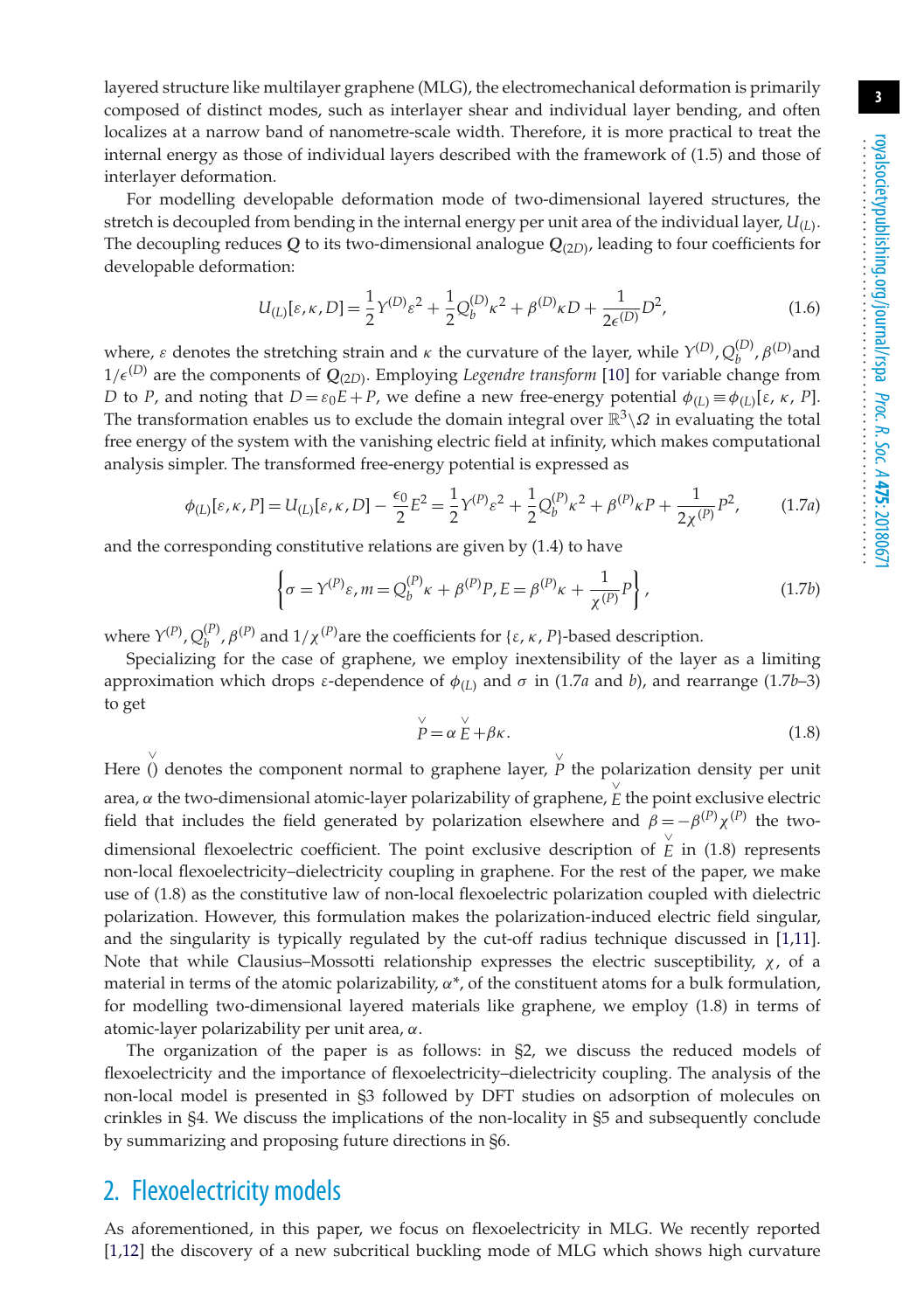layered structure like multilayer graphene (MLG), the electromechanical deformation is primarily composed of distinct modes, such as interlayer shear and individual layer bending, and often localizes at a narrow band of nanometre-scale width. Therefore, it is more practical to treat the internal energy as those of individual layers described with the framework of (1.5) and those of interlayer deformation.

For modelling developable deformation mode of two-dimensional layered structures, the stretch is decoupled from bending in the internal energy per unit area of the individual layer, $U_{(L)}$. The decoupling reduces $\boldsymbol{Q}$ to its two-dimensional analogue $\boldsymbol{Q}_{(2D)}$, leading to four coefficients for developable deformation:

$$U_{(L)}[\varepsilon, \kappa, D] = \frac{1}{2} Y^{(D)} \varepsilon^2 + \frac{1}{2} Q_b^{(D)} \kappa^2 + \beta^{(D)} \kappa D + \frac{1}{2\epsilon^{(D)}} D^2, \tag{1.6}$$

where, $\varepsilon$ denotes the stretching strain and $\kappa$ the curvature of the layer, while $Y^{(D)}, Q_b^{(D)}, \beta^{(D)}$and $1/\epsilon^{(D)}$ are the components of $\boldsymbol{Q}_{(2D)}$. Employing *Legendre transform* [10] for variable change from $D$ to $P$, and noting that $D = \varepsilon_0 E + P$, we define a new free-energy potential $\phi_{(L)} \equiv \phi_{(L)}[\varepsilon, \kappa, P]$. The transformation enables us to exclude the domain integral over $\mathbb{R}^3 \backslash \Omega$ in evaluating the total free energy of the system with the vanishing electric field at infinity, which makes computational analysis simpler. The transformed free-energy potential is expressed as

$$\phi_{(L)}[\varepsilon, \kappa, P] = U_{(L)}[\varepsilon, \kappa, D] - \frac{\epsilon_0}{2} E^2 = \frac{1}{2} Y^{(P)} \varepsilon^2 + \frac{1}{2} Q_b^{(P)} \kappa^2 + \beta^{(P)} \kappa P + \frac{1}{2\chi^{(P)}} P^2, \tag{1.7a}$$

and the corresponding constitutive relations are given by (1.4) to have

$$\left\{ \sigma = Y^{(P)} \varepsilon, m = Q_b^{(P)} \kappa + \beta^{(P)} P, E = \beta^{(P)} \kappa + \frac{1}{\chi^{(P)}} P \right\}, \tag{1.7b}$$

where $Y^{(P)}, Q_b^{(P)}, \beta^{(P)}$ and $1/\chi^{(P)}$are the coefficients for $\{\varepsilon, \kappa, P\}$-based description.

Specializing for the case of graphene, we employ inextensibility of the layer as a limiting approximation which drops $\varepsilon$-dependence of $\phi_{(L)}$ and $\sigma$ in (1.7*a* and *b*), and rearrange (1.7*b*–3) to get

$$\overset{\vee}{P} = \alpha \overset{\vee}{E} + \beta \kappa. \tag{1.8}$$

Here $\overset{\vee}{()}$ denotes the component normal to graphene layer, $\overset{\vee}{P}$ the polarization density per unit area, $\alpha$ the two-dimensional atomic-layer polarizability of graphene, $\overset{\vee}{E}$ the point exclusive electric field that includes the field generated by polarization elsewhere and $\beta = -\beta^{(P)} \chi^{(P)}$ the two-dimensional flexoelectric coefficient. The point exclusive description of $\overset{\vee}{E}$ in (1.8) represents non-local flexoelectricity–dielectricity coupling in graphene. For the rest of the paper, we make use of (1.8) as the constitutive law of non-local flexoelectric polarization coupled with dielectric polarization. However, this formulation makes the polarization-induced electric field singular, and the singularity is typically regulated by the cut-off radius technique discussed in [1,11]. Note that while Clausius–Mossotti relationship expresses the electric susceptibility, $\chi$, of a material in terms of the atomic polarizability, $\alpha^*$, of the constituent atoms for a bulk formulation, for modelling two-dimensional layered materials like graphene, we employ (1.8) in terms of atomic-layer polarizability per unit area, $\alpha$.

The organization of the paper is as follows: in §2, we discuss the reduced models of flexoelectricity and the importance of flexoelectricity–dielectricity coupling. The analysis of the non-local model is presented in §3 followed by DFT studies on adsorption of molecules on crinkles in §4. We discuss the implications of the non-locality in §5 and subsequently conclude by summarizing and proposing future directions in §6.

## 2. Flexoelectricity models

As aforementioned, in this paper, we focus on flexoelectricity in MLG. We recently reported [1,12] the discovery of a new subcritical buckling mode of MLG which shows high curvature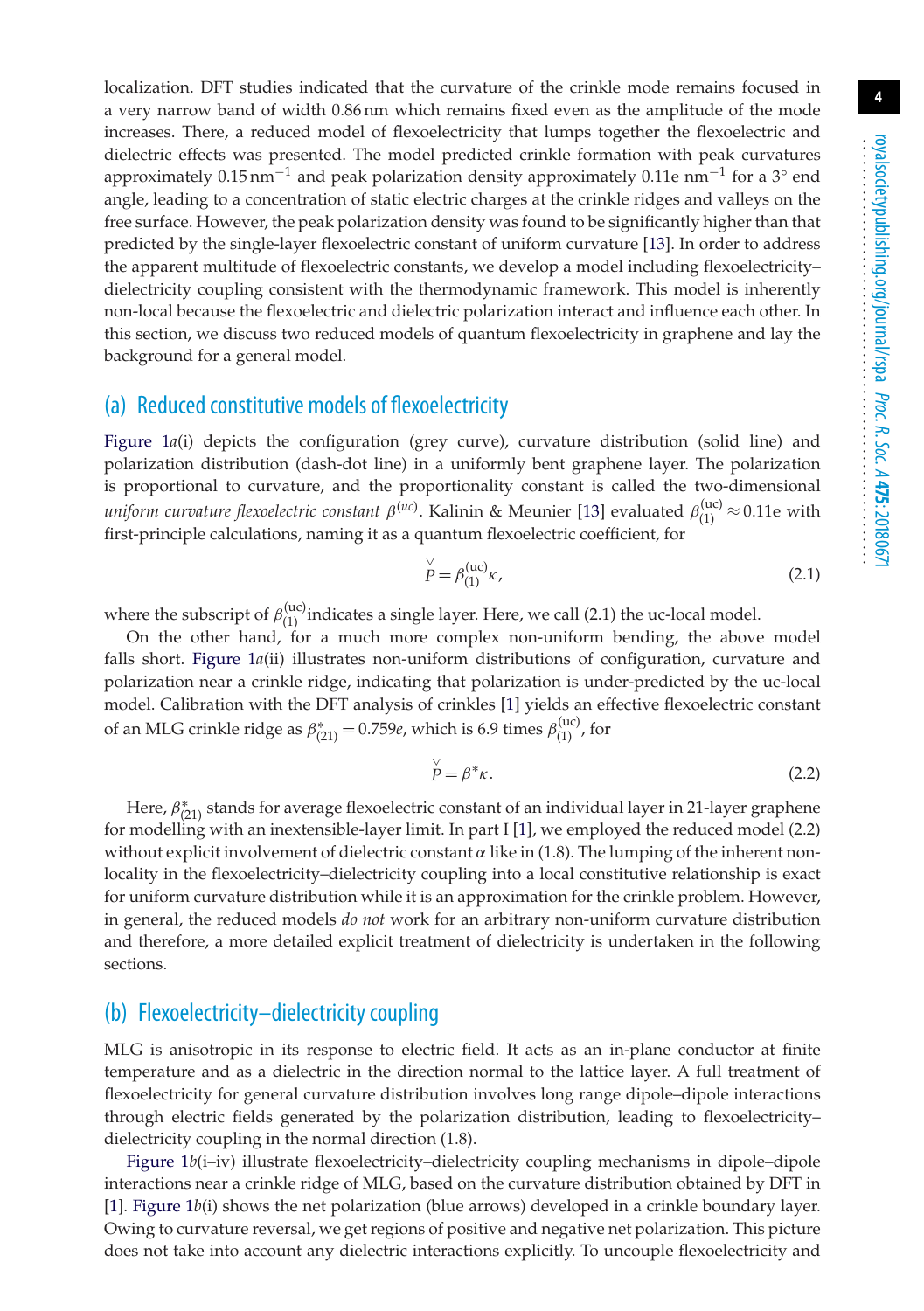localization. DFT studies indicated that the curvature of the crinkle mode remains focused in a very narrow band of width 0.86 nm which remains fixed even as the amplitude of the mode increases. There, a reduced model of flexoelectricity that lumps together the flexoelectric and dielectric effects was presented. The model predicted crinkle formation with peak curvatures approximately $0.15\,\text{nm}^{-1}$ and peak polarization density approximately $0.11e\ \text{nm}^{-1}$ for a 3° end angle, leading to a concentration of static electric charges at the crinkle ridges and valleys on the free surface. However, the peak polarization density was found to be significantly higher than that predicted by the single-layer flexoelectric constant of uniform curvature [13]. In order to address the apparent multitude of flexoelectric constants, we develop a model including flexoelectricity–dielectricity coupling consistent with the thermodynamic framework. This model is inherently non-local because the flexoelectric and dielectric polarization interact and influence each other. In this section, we discuss two reduced models of quantum flexoelectricity in graphene and lay the background for a general model.

## (a) Reduced constitutive models of flexoelectricity

Figure 1*a*(i) depicts the configuration (grey curve), curvature distribution (solid line) and polarization distribution (dash-dot line) in a uniformly bent graphene layer. The polarization is proportional to curvature, and the proportionality constant is called the two-dimensional *uniform curvature flexoelectric constant* $\beta^{(uc)}$. Kalinin & Meunier [13] evaluated $\beta^{(\text{uc})}_{(1)} \approx 0.11e$ with first-principle calculations, naming it as a quantum flexoelectric coefficient, for

$$\overset{\vee}{P} = \beta^{(\text{uc})}_{(1)}\kappa, \tag{2.1}$$

where the subscript of $\beta^{(\text{uc})}_{(1)}$ indicates a single layer. Here, we call (2.1) the uc-local model.

On the other hand, for a much more complex non-uniform bending, the above model falls short. Figure 1*a*(ii) illustrates non-uniform distributions of configuration, curvature and polarization near a crinkle ridge, indicating that polarization is under-predicted by the uc-local model. Calibration with the DFT analysis of crinkles [1] yields an effective flexoelectric constant of an MLG crinkle ridge as $\beta^{*}_{(21)} = 0.759e$, which is 6.9 times $\beta^{(\text{uc})}_{(1)}$, for

$$\overset{\vee}{P} = \beta^{*}\kappa. \tag{2.2}$$

Here, $\beta^{*}_{(21)}$ stands for average flexoelectric constant of an individual layer in 21-layer graphene for modelling with an inextensible-layer limit. In part I [1], we employed the reduced model (2.2) without explicit involvement of dielectric constant $\alpha$ like in (1.8). The lumping of the inherent non-locality in the flexoelectricity–dielectricity coupling into a local constitutive relationship is exact for uniform curvature distribution while it is an approximation for the crinkle problem. However, in general, the reduced models *do not* work for an arbitrary non-uniform curvature distribution and therefore, a more detailed explicit treatment of dielectricity is undertaken in the following sections.

## (b) Flexoelectricity–dielectricity coupling

MLG is anisotropic in its response to electric field. It acts as an in-plane conductor at finite temperature and as a dielectric in the direction normal to the lattice layer. A full treatment of flexoelectricity for general curvature distribution involves long range dipole–dipole interactions through electric fields generated by the polarization distribution, leading to flexoelectricity–dielectricity coupling in the normal direction (1.8).

Figure 1*b*(i–iv) illustrate flexoelectricity–dielectricity coupling mechanisms in dipole–dipole interactions near a crinkle ridge of MLG, based on the curvature distribution obtained by DFT in [1]. Figure 1*b*(i) shows the net polarization (blue arrows) developed in a crinkle boundary layer. Owing to curvature reversal, we get regions of positive and negative net polarization. This picture does not take into account any dielectric interactions explicitly. To uncouple flexoelectricity and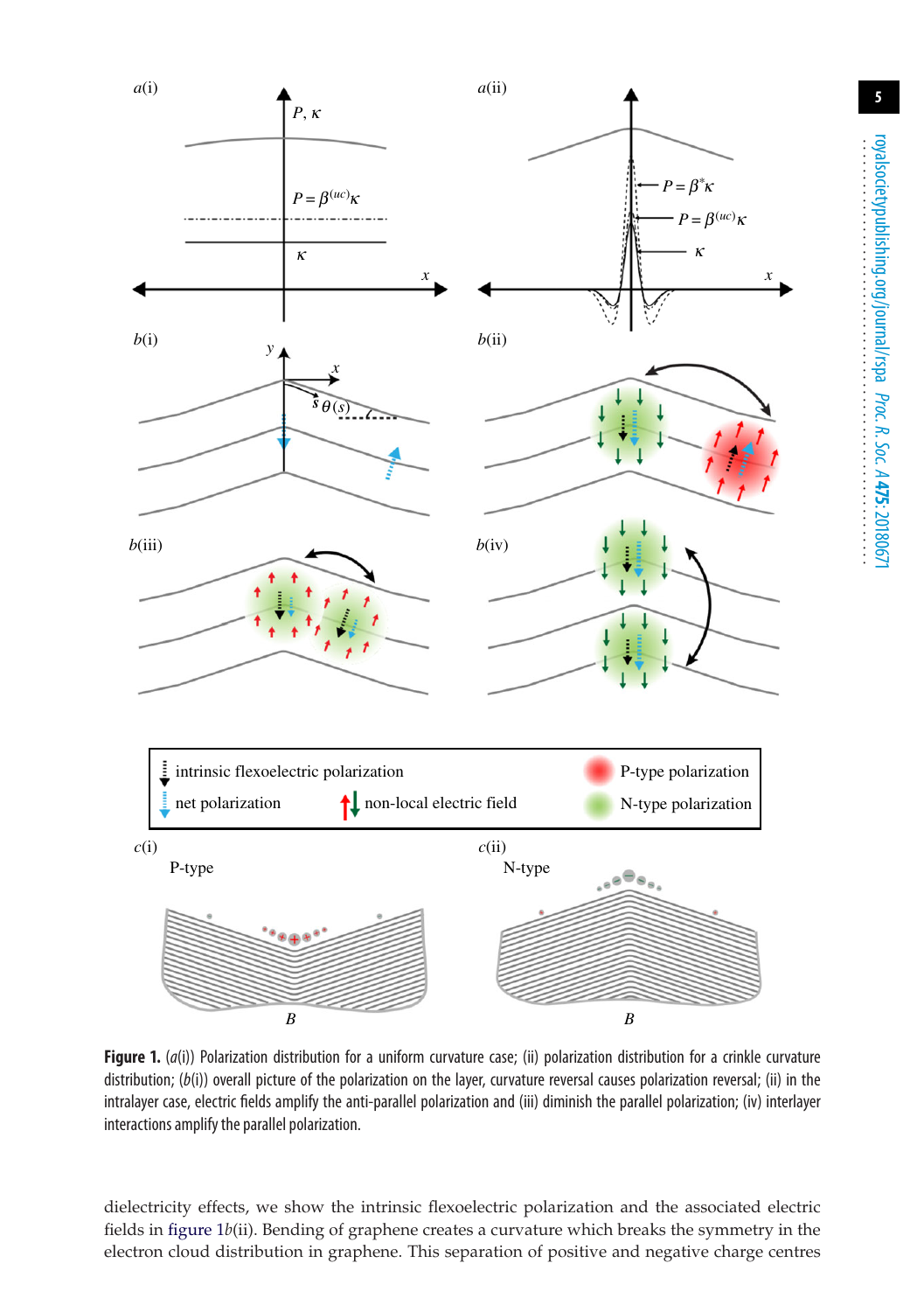**Figure 1.** ($a$(i)) Polarization distribution for a uniform curvature case; (ii) polarization distribution for a crinkle curvature distribution; ($b$(i)) overall picture of the polarization on the layer, curvature reversal causes polarization reversal; (ii) in the intralayer case, electric fields amplify the anti-parallel polarization and (iii) diminish the parallel polarization; (iv) interlayer interactions amplify the parallel polarization.

dielectricity effects, we show the intrinsic flexoelectric polarization and the associated electric fields in figure 1$b$(ii). Bending of graphene creates a curvature which breaks the symmetry in the electron cloud distribution in graphene. This separation of positive and negative charge centres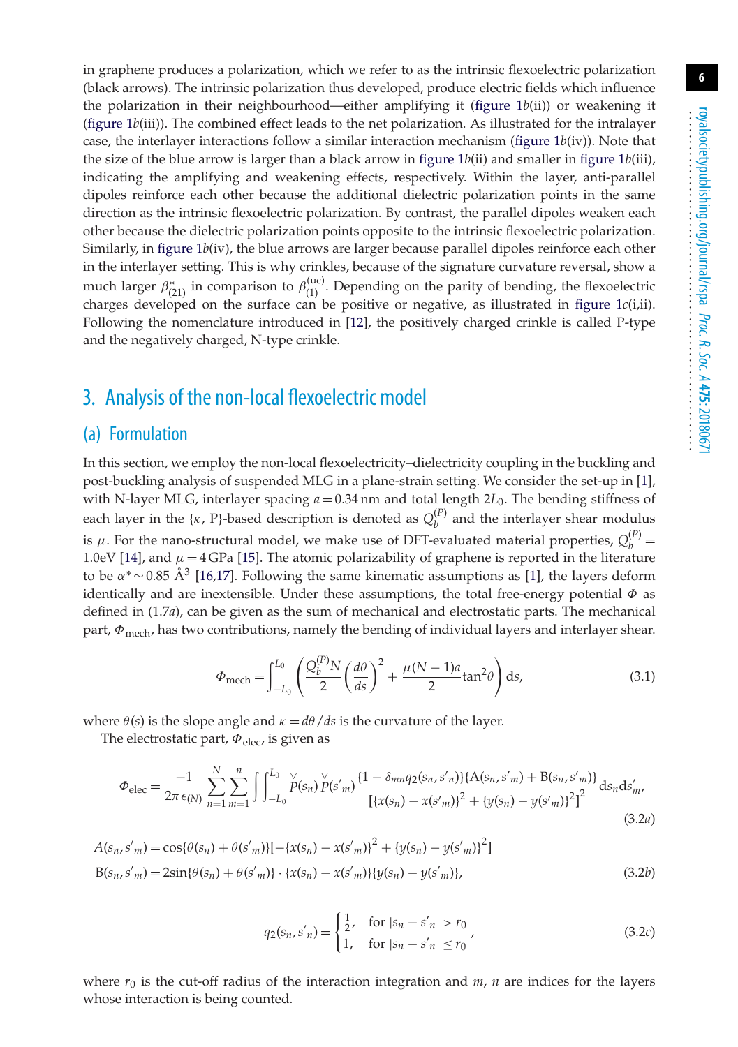in graphene produces a polarization, which we refer to as the intrinsic flexoelectric polarization (black arrows). The intrinsic polarization thus developed, produce electric fields which influence the polarization in their neighbourhood—either amplifying it (figure 1*b*(ii)) or weakening it (figure 1*b*(iii)). The combined effect leads to the net polarization. As illustrated for the intralayer case, the interlayer interactions follow a similar interaction mechanism (figure 1*b*(iv)). Note that the size of the blue arrow is larger than a black arrow in figure 1*b*(ii) and smaller in figure 1*b*(iii), indicating the amplifying and weakening effects, respectively. Within the layer, anti-parallel dipoles reinforce each other because the additional dielectric polarization points in the same direction as the intrinsic flexoelectric polarization. By contrast, the parallel dipoles weaken each other because the dielectric polarization points opposite to the intrinsic flexoelectric polarization. Similarly, in figure 1*b*(iv), the blue arrows are larger because parallel dipoles reinforce each other in the interlayer setting. This is why crinkles, because of the signature curvature reversal, show a much larger $\beta^*_{(21)}$ in comparison to $\beta^{(\mathrm{uc})}_{(1)}$. Depending on the parity of bending, the flexoelectric charges developed on the surface can be positive or negative, as illustrated in figure 1*c*(i,ii). Following the nomenclature introduced in [12], the positively charged crinkle is called P-type and the negatively charged, N-type crinkle.

## 3. Analysis of the non-local flexoelectric model

### (a) Formulation

In this section, we employ the non-local flexoelectricity–dielectricity coupling in the buckling and post-buckling analysis of suspended MLG in a plane-strain setting. We consider the set-up in [1], with N-layer MLG, interlayer spacing $a = 0.34$ nm and total length $2L_0$. The bending stiffness of each layer in the $\{\kappa, \mathrm{P}\}$-based description is denoted as $Q_b^{(P)}$ and the interlayer shear modulus is $\mu$. For the nano-structural model, we make use of DFT-evaluated material properties, $Q_b^{(P)} = 1.0\,\mathrm{eV}$ [14], and $\mu = 4\,\mathrm{GPa}$ [15]. The atomic polarizability of graphene is reported in the literature to be $\alpha^* \sim 0.85$ Å$^3$ [16,17]. Following the same kinematic assumptions as [1], the layers deform identically and are inextensible. Under these assumptions, the total free-energy potential $\Phi$ as defined in (1.7*a*), can be given as the sum of mechanical and electrostatic parts. The mechanical part, $\Phi_{\mathrm{mech}}$, has two contributions, namely the bending of individual layers and interlayer shear.

$$\Phi_{\mathrm{mech}} = \int_{-L_0}^{L_0} \left( \frac{Q_b^{(P)} N}{2} \left( \frac{d\theta}{ds} \right)^2 + \frac{\mu (N-1) a}{2} \tan^2\theta \right) \mathrm{d}s, \tag{3.1}$$

where $\theta(s)$ is the slope angle and $\kappa = d\theta/ds$ is the curvature of the layer.

The electrostatic part, $\Phi_{\mathrm{elec}}$, is given as

$$\Phi_{\mathrm{elec}} = \frac{-1}{2\pi\epsilon_{(N)}} \sum_{n=1}^{N} \sum_{m=1}^{n} \iint_{-L_0}^{L_0} \overset{\vee}{P}(s_n)\, \overset{\vee}{P}(s'_m) \frac{\{1 - \delta_{mn} q_2(s_n, s'_n)\}\{\mathrm{A}(s_n, s'_m) + \mathrm{B}(s_n, s'_m)\}}{[\{x(s_n) - x(s'_m)\}^2 + \{y(s_n) - y(s'_m)\}^2]^2} \mathrm{d}s_n \mathrm{d}s'_m, \tag{3.2a}$$

$$\begin{aligned} A(s_n, s'_m) &= \cos\{\theta(s_n) + \theta(s'_m)\}[-\{x(s_n) - x(s'_m)\}^2 + \{y(s_n) - y(s'_m)\}^2] \\ \mathrm{B}(s_n, s'_m) &= 2\sin\{\theta(s_n) + \theta(s'_m)\} \cdot \{x(s_n) - x(s'_m)\}\{y(s_n) - y(s'_m)\}, \end{aligned} \tag{3.2b}$$

$$q_2(s_n, s'_n) = \begin{cases} \frac{1}{2}, & \text{for } |s_n - s'_n| > r_0 \\ 1, & \text{for } |s_n - s'_n| \leq r_0 \end{cases}, \tag{3.2c}$$

where $r_0$ is the cut-off radius of the interaction integration and $m$, $n$ are indices for the layers whose interaction is being counted.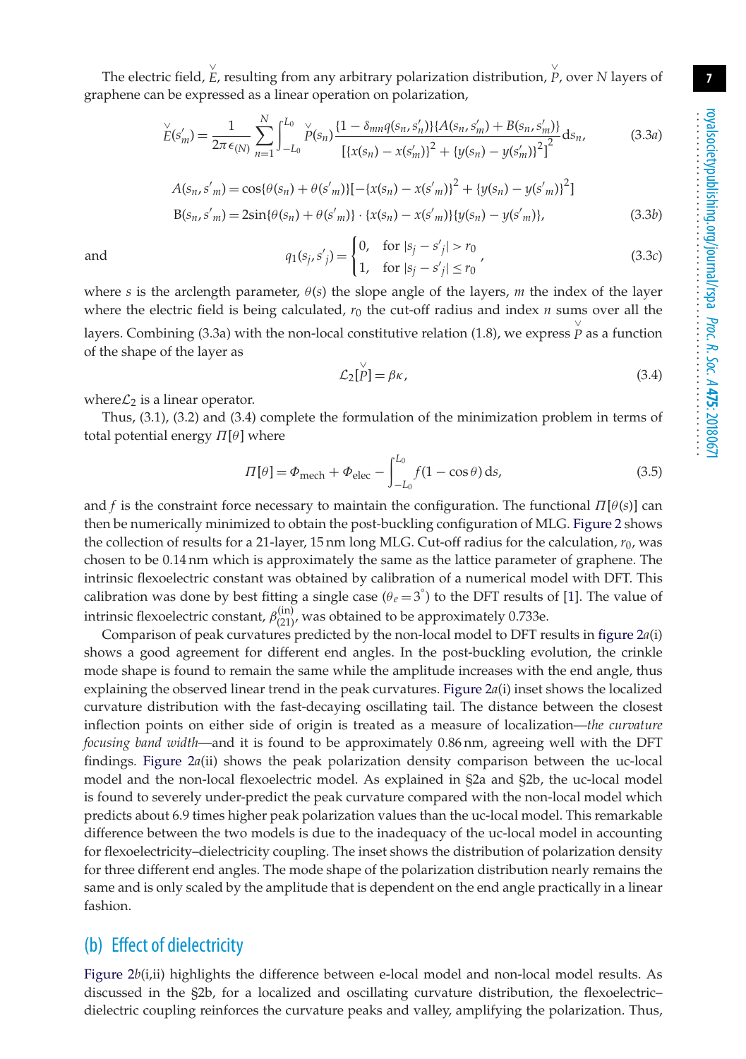The electric field, $\overset{\vee}{E}$, resulting from any arbitrary polarization distribution, $\overset{\vee}{P}$, over $N$ layers of graphene can be expressed as a linear operation on polarization,

$$\overset{\vee}{E}(s'_m) = \frac{1}{2\pi\epsilon_{(N)}} \sum_{n=1}^{N} \int_{-L_0}^{L_0} \overset{\vee}{P}(s_n) \frac{\{1-\delta_{mn} q(s_n, s'_n)\}\{A(s_n, s'_m) + B(s_n, s'_m)\}}{[\{x(s_n) - x(s'_m)\}^2 + \{y(s_n) - y(s'_m)\}^2]^2} \mathrm{d}s_n, \tag{3.3a}$$

$$A(s_n, s'_m) = \cos\{\theta(s_n) + \theta(s'_m)\}[-\{x(s_n) - x(s'_m)\}^2 + \{y(s_n) - y(s'_m)\}^2]$$

$$\mathrm{B}(s_n, s'_m) = 2\sin\{\theta(s_n) + \theta(s'_m)\} \cdot \{x(s_n) - x(s'_m)\}\{y(s_n) - y(s'_m)\}, \tag{3.3b}$$

and

$$q_1(s_j, s'_j) = \begin{cases} 0, & \text{for } |s_j - s'_j| > r_0 \\ 1, & \text{for } |s_j - s'_j| \leq r_0 \end{cases}, \tag{3.3c}$$

where $s$ is the arclength parameter, $\theta(s)$ the slope angle of the layers, $m$ the index of the layer where the electric field is being calculated, $r_0$ the cut-off radius and index $n$ sums over all the layers. Combining (3.3a) with the non-local constitutive relation (1.8), we express $\overset{\vee}{P}$ as a function of the shape of the layer as

$$\mathcal{L}_2[\overset{\vee}{P}] = \beta\kappa, \tag{3.4}$$

where$\mathcal{L}_2$ is a linear operator.

Thus, (3.1), (3.2) and (3.4) complete the formulation of the minimization problem in terms of total potential energy $\Pi[\theta]$ where

$$\Pi[\theta] = \Phi_{\mathrm{mech}} + \Phi_{\mathrm{elec}} - \int_{-L_0}^{L_0} f(1-\cos\theta)\,\mathrm{d}s, \tag{3.5}$$

and $f$ is the constraint force necessary to maintain the configuration. The functional $\Pi[\theta(s)]$ can then be numerically minimized to obtain the post-buckling configuration of MLG. Figure 2 shows the collection of results for a 21-layer, 15 nm long MLG. Cut-off radius for the calculation, $r_0$, was chosen to be 0.14 nm which is approximately the same as the lattice parameter of graphene. The intrinsic flexoelectric constant was obtained by calibration of a numerical model with DFT. This calibration was done by best fitting a single case ($\theta_e = 3^\circ$) to the DFT results of [1]. The value of intrinsic flexoelectric constant, $\beta^{(\mathrm{in})}_{(21)}$, was obtained to be approximately 0.733e.

Comparison of peak curvatures predicted by the non-local model to DFT results in figure 2*a*(i) shows a good agreement for different end angles. In the post-buckling evolution, the crinkle mode shape is found to remain the same while the amplitude increases with the end angle, thus explaining the observed linear trend in the peak curvatures. Figure 2*a*(i) inset shows the localized curvature distribution with the fast-decaying oscillating tail. The distance between the closest inflection points on either side of origin is treated as a measure of localization—*the curvature focusing band width*—and it is found to be approximately 0.86 nm, agreeing well with the DFT findings. Figure 2*a*(ii) shows the peak polarization density comparison between the uc-local model and the non-local flexoelectric model. As explained in §2a and §2b, the uc-local model is found to severely under-predict the peak curvature compared with the non-local model which predicts about 6.9 times higher peak polarization values than the uc-local model. This remarkable difference between the two models is due to the inadequacy of the uc-local model in accounting for flexoelectricity–dielectricity coupling. The inset shows the distribution of polarization density for three different end angles. The mode shape of the polarization distribution nearly remains the same and is only scaled by the amplitude that is dependent on the end angle practically in a linear fashion.

## (b) Effect of dielectricity

Figure 2*b*(i,ii) highlights the difference between e-local model and non-local model results. As discussed in the §2b, for a localized and oscillating curvature distribution, the flexoelectric–dielectric coupling reinforces the curvature peaks and valley, amplifying the polarization. Thus,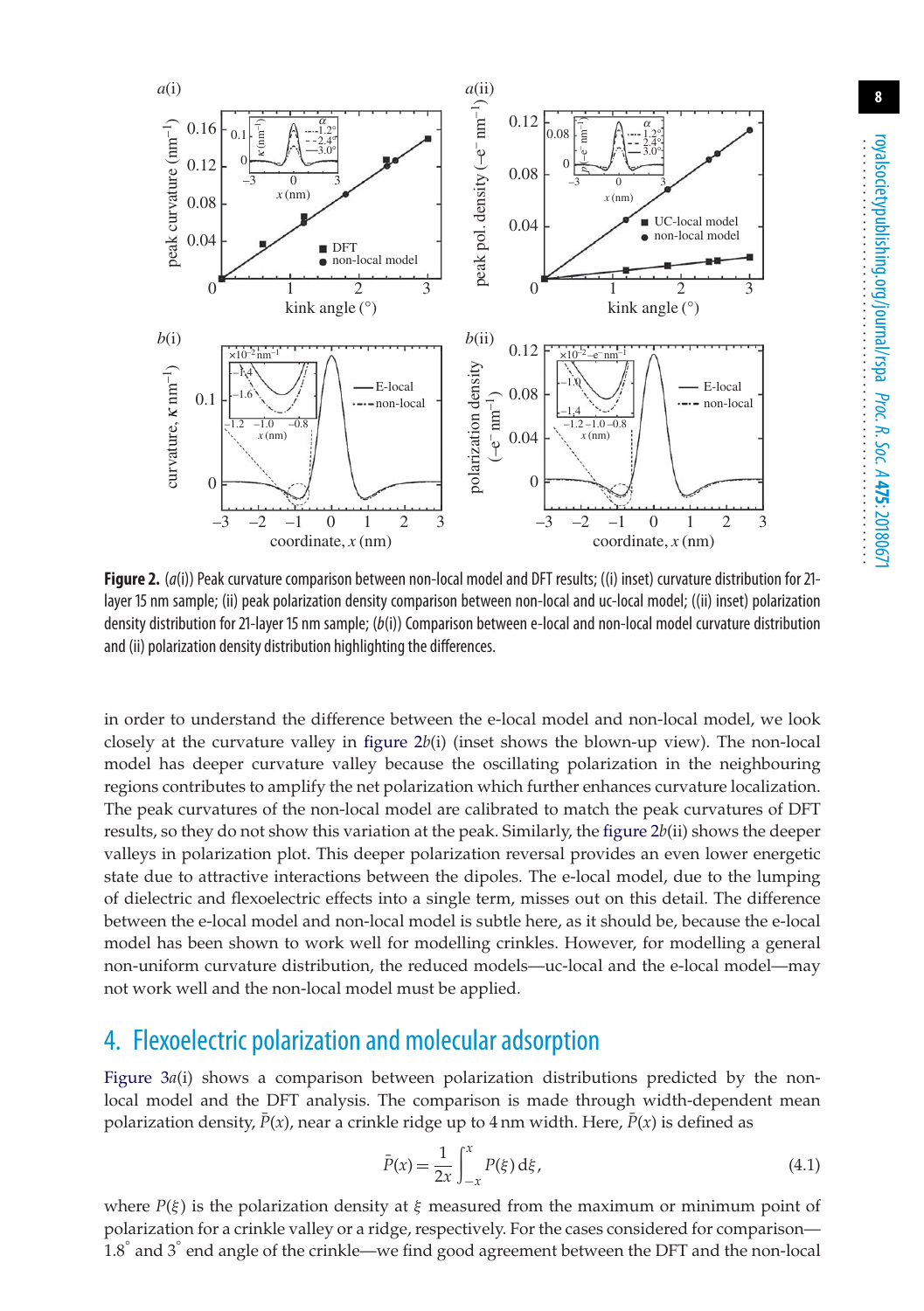**Figure 2.** ($a$(i)) Peak curvature comparison between non-local model and DFT results; ((i) inset) curvature distribution for 21-layer 15 nm sample; (ii) peak polarization density comparison between non-local and uc-local model; ((ii) inset) polarization density distribution for 21-layer 15 nm sample; ($b$(i)) Comparison between e-local and non-local model curvature distribution and (ii) polarization density distribution highlighting the differences.

in order to understand the difference between the e-local model and non-local model, we look closely at the curvature valley in figure 2$b$(i) (inset shows the blown-up view). The non-local model has deeper curvature valley because the oscillating polarization in the neighbouring regions contributes to amplify the net polarization which further enhances curvature localization. The peak curvatures of the non-local model are calibrated to match the peak curvatures of DFT results, so they do not show this variation at the peak. Similarly, the figure 2$b$(ii) shows the deeper valleys in polarization plot. This deeper polarization reversal provides an even lower energetic state due to attractive interactions between the dipoles. The e-local model, due to the lumping of dielectric and flexoelectric effects into a single term, misses out on this detail. The difference between the e-local model and non-local model is subtle here, as it should be, because the e-local model has been shown to work well for modelling crinkles. However, for modelling a general non-uniform curvature distribution, the reduced models—uc-local and the e-local model—may not work well and the non-local model must be applied.

## 4. Flexoelectric polarization and molecular adsorption

Figure 3$a$(i) shows a comparison between polarization distributions predicted by the non-local model and the DFT analysis. The comparison is made through width-dependent mean polarization density, $\bar{P}(x)$, near a crinkle ridge up to 4 nm width. Here, $\bar{P}(x)$ is defined as

$$\bar{P}(x) = \frac{1}{2x}\int_{-x}^{x} P(\xi)\,\mathrm{d}\xi, \tag{4.1}$$

where $P(\xi)$ is the polarization density at $\xi$ measured from the maximum or minimum point of polarization for a crinkle valley or a ridge, respectively. For the cases considered for comparison—$1.8^{\circ}$ and $3^{\circ}$ end angle of the crinkle—we find good agreement between the DFT and the non-local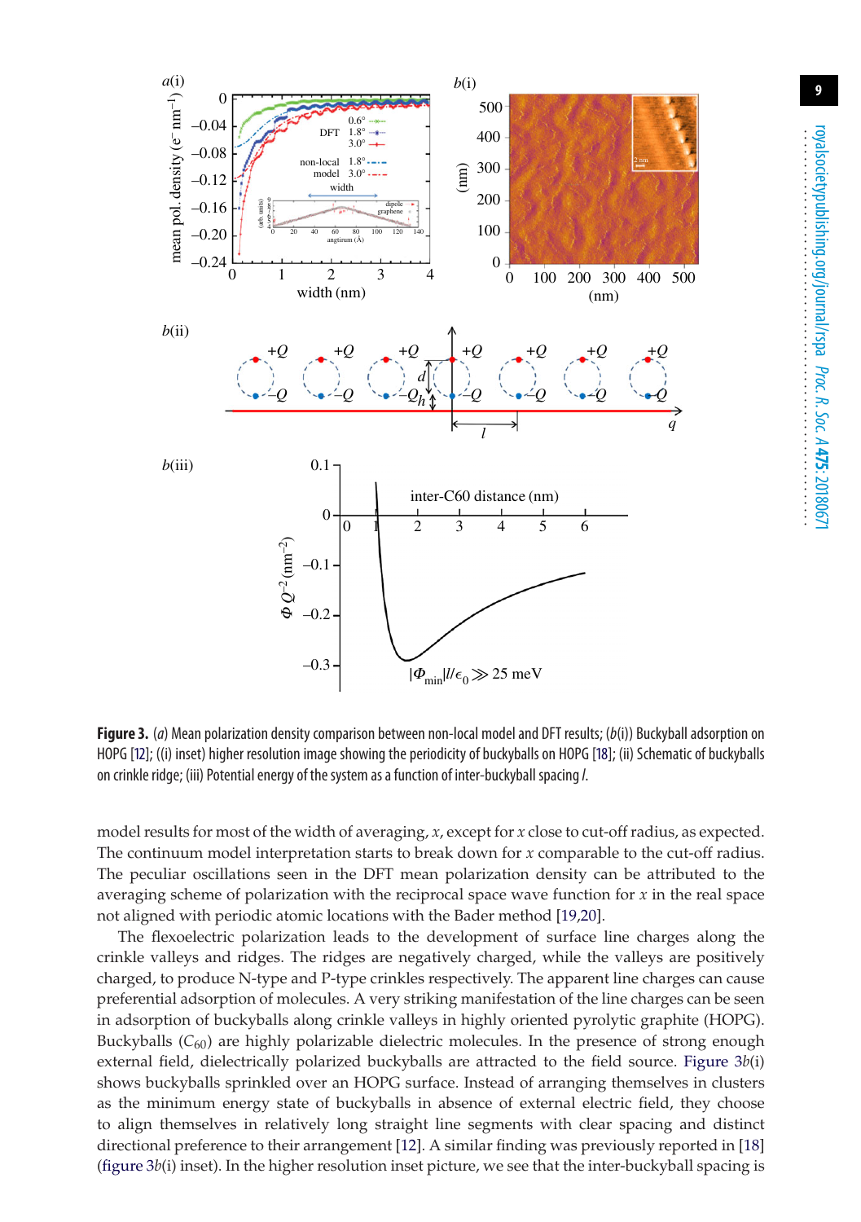**Figure 3.** (*a*) Mean polarization density comparison between non-local model and DFT results; (*b*(i)) Buckyball adsorption on HOPG [12]; ((i) inset) higher resolution image showing the periodicity of buckyballs on HOPG [18]; (ii) Schematic of buckyballs on crinkle ridge; (iii) Potential energy of the system as a function of inter-buckyball spacing *l*.

model results for most of the width of averaging, $x$, except for $x$ close to cut-off radius, as expected. The continuum model interpretation starts to break down for $x$ comparable to the cut-off radius. The peculiar oscillations seen in the DFT mean polarization density can be attributed to the averaging scheme of polarization with the reciprocal space wave function for $x$ in the real space not aligned with periodic atomic locations with the Bader method [19,20].

The flexoelectric polarization leads to the development of surface line charges along the crinkle valleys and ridges. The ridges are negatively charged, while the valleys are positively charged, to produce N-type and P-type crinkles respectively. The apparent line charges can cause preferential adsorption of molecules. A very striking manifestation of the line charges can be seen in adsorption of buckyballs along crinkle valleys in highly oriented pyrolytic graphite (HOPG). Buckyballs ($C_{60}$) are highly polarizable dielectric molecules. In the presence of strong enough external field, dielectrically polarized buckyballs are attracted to the field source. Figure 3*b*(i) shows buckyballs sprinkled over an HOPG surface. Instead of arranging themselves in clusters as the minimum energy state of buckyballs in absence of external electric field, they choose to align themselves in relatively long straight line segments with clear spacing and distinct directional preference to their arrangement [12]. A similar finding was previously reported in [18] (figure 3*b*(i) inset). In the higher resolution inset picture, we see that the inter-buckyball spacing is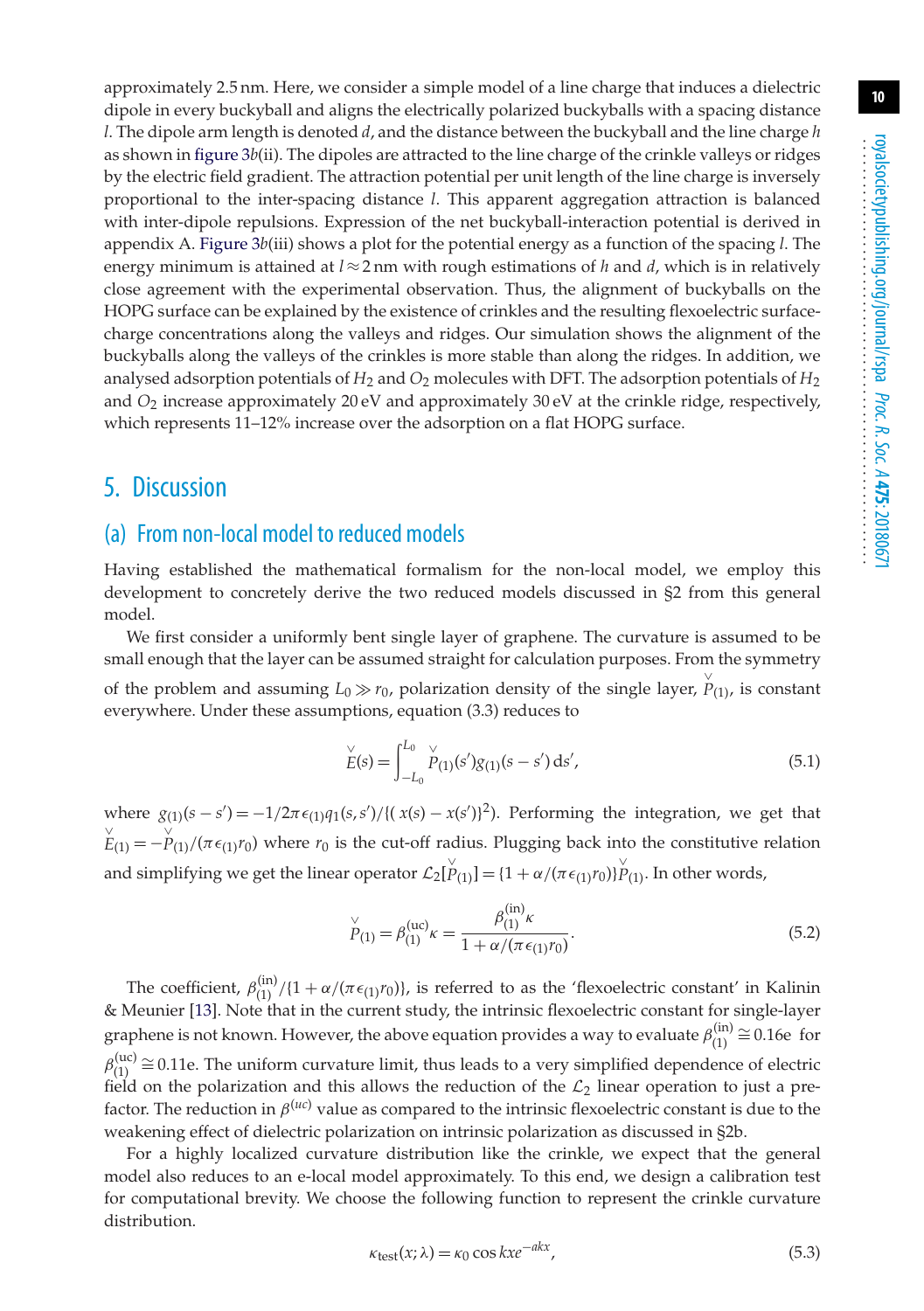approximately 2.5 nm. Here, we consider a simple model of a line charge that induces a dielectric dipole in every buckyball and aligns the electrically polarized buckyballs with a spacing distance $l$. The dipole arm length is denoted $d$, and the distance between the buckyball and the line charge $h$ as shown in figure 3*b*(ii). The dipoles are attracted to the line charge of the crinkle valleys or ridges by the electric field gradient. The attraction potential per unit length of the line charge is inversely proportional to the inter-spacing distance $l$. This apparent aggregation attraction is balanced with inter-dipole repulsions. Expression of the net buckyball-interaction potential is derived in appendix A. Figure 3*b*(iii) shows a plot for the potential energy as a function of the spacing $l$. The energy minimum is attained at $l \approx 2$ nm with rough estimations of $h$ and $d$, which is in relatively close agreement with the experimental observation. Thus, the alignment of buckyballs on the HOPG surface can be explained by the existence of crinkles and the resulting flexoelectric surface-charge concentrations along the valleys and ridges. Our simulation shows the alignment of the buckyballs along the valleys of the crinkles is more stable than along the ridges. In addition, we analysed adsorption potentials of $H_2$ and $O_2$ molecules with DFT. The adsorption potentials of $H_2$ and $O_2$ increase approximately 20 eV and approximately 30 eV at the crinkle ridge, respectively, which represents 11–12% increase over the adsorption on a flat HOPG surface.

## 5. Discussion

### (a) From non-local model to reduced models

Having established the mathematical formalism for the non-local model, we employ this development to concretely derive the two reduced models discussed in §2 from this general model.

We first consider a uniformly bent single layer of graphene. The curvature is assumed to be small enough that the layer can be assumed straight for calculation purposes. From the symmetry of the problem and assuming $L_0 \gg r_0$, polarization density of the single layer, $\check{P}_{(1)}$, is constant everywhere. Under these assumptions, equation (3.3) reduces to

$$\check{E}(s) = \int_{-L_0}^{L_0} \check{P}_{(1)}(s')g_{(1)}(s-s')\,\mathrm{d}s', \tag{5.1}$$

where $g_{(1)}(s-s') = -1/2\pi\epsilon_{(1)}q_1(s,s')/\{(x(s)-x(s'))^2\}$. Performing the integration, we get that $\check{E}_{(1)} = -\check{P}_{(1)}/(\pi\epsilon_{(1)}r_0)$ where $r_0$ is the cut-off radius. Plugging back into the constitutive relation and simplifying we get the linear operator $\mathcal{L}_2[\check{P}_{(1)}] = \{1+\alpha/(\pi\epsilon_{(1)}r_0)\}\check{P}_{(1)}$. In other words,

$$\check{P}_{(1)} = \beta_{(1)}^{(\mathrm{uc})}\kappa = \frac{\beta_{(1)}^{(\mathrm{in})}\kappa}{1+\alpha/(\pi\epsilon_{(1)}r_0)}. \tag{5.2}$$

The coefficient, $\beta_{(1)}^{(\mathrm{in})}/\{1+\alpha/(\pi\epsilon_{(1)}r_0)\}$, is referred to as the 'flexoelectric constant' in Kalinin & Meunier [13]. Note that in the current study, the intrinsic flexoelectric constant for single-layer graphene is not known. However, the above equation provides a way to evaluate $\beta_{(1)}^{(\mathrm{in})} \cong 0.16\mathrm{e}$ for $\beta_{(1)}^{(\mathrm{uc})} \cong 0.11\mathrm{e}$. The uniform curvature limit, thus leads to a very simplified dependence of electric field on the polarization and this allows the reduction of the $\mathcal{L}_2$ linear operation to just a pre-factor. The reduction in $\beta^{(uc)}$ value as compared to the intrinsic flexoelectric constant is due to the weakening effect of dielectric polarization on intrinsic polarization as discussed in §2b.

For a highly localized curvature distribution like the crinkle, we expect that the general model also reduces to an e-local model approximately. To this end, we design a calibration test for computational brevity. We choose the following function to represent the crinkle curvature distribution.

$$\kappa_{\mathrm{test}}(x;\lambda) = \kappa_0 \cos kx e^{-akx}, \tag{5.3}$$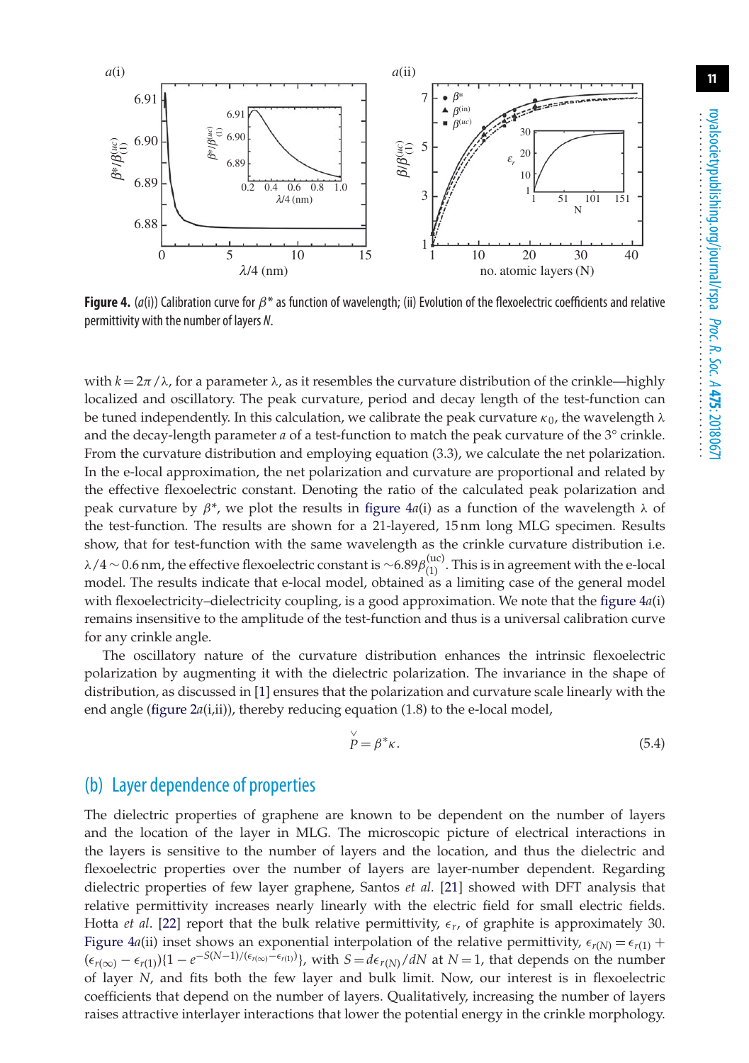**Figure 4.** (*a*(i)) Calibration curve for $\beta^*$ as function of wavelength; (ii) Evolution of the flexoelectric coefficients and relative permittivity with the number of layers $N$.

with $k = 2\pi/\lambda$, for a parameter $\lambda$, as it resembles the curvature distribution of the crinkle—highly localized and oscillatory. The peak curvature, period and decay length of the test-function can be tuned independently. In this calculation, we calibrate the peak curvature $\kappa_0$, the wavelength $\lambda$ and the decay-length parameter $a$ of a test-function to match the peak curvature of the 3° crinkle. From the curvature distribution and employing equation (3.3), we calculate the net polarization. In the e-local approximation, the net polarization and curvature are proportional and related by the effective flexoelectric constant. Denoting the ratio of the calculated peak polarization and peak curvature by $\beta^*$, we plot the results in figure 4*a*(i) as a function of the wavelength $\lambda$ of the test-function. The results are shown for a 21-layered, 15 nm long MLG specimen. Results show, that for test-function with the same wavelength as the crinkle curvature distribution i.e. $\lambda/4 \sim 0.6$ nm, the effective flexoelectric constant is $\sim 6.89\beta^{(\mathrm{uc})}_{(1)}$. This is in agreement with the e-local model. The results indicate that e-local model, obtained as a limiting case of the general model with flexoelectricity–dielectricity coupling, is a good approximation. We note that the figure 4*a*(i) remains insensitive to the amplitude of the test-function and thus is a universal calibration curve for any crinkle angle.

The oscillatory nature of the curvature distribution enhances the intrinsic flexoelectric polarization by augmenting it with the dielectric polarization. The invariance in the shape of distribution, as discussed in [1] ensures that the polarization and curvature scale linearly with the end angle (figure 2*a*(i,ii)), thereby reducing equation (1.8) to the e-local model,

$$\overset{\vee}{P} = \beta^* \kappa. \tag{5.4}$$

## (b) Layer dependence of properties

The dielectric properties of graphene are known to be dependent on the number of layers and the location of the layer in MLG. The microscopic picture of electrical interactions in the layers is sensitive to the number of layers and the location, and thus the dielectric and flexoelectric properties over the number of layers are layer-number dependent. Regarding dielectric properties of few layer graphene, Santos *et al*. [21] showed with DFT analysis that relative permittivity increases nearly linearly with the electric field for small electric fields. Hotta *et al*. [22] report that the bulk relative permittivity, $\epsilon_r$, of graphite is approximately 30. Figure 4*a*(ii) inset shows an exponential interpolation of the relative permittivity, $\epsilon_{r(N)} = \epsilon_{r(1)} + (\epsilon_{r(\infty)} - \epsilon_{r(1)})\{1 - e^{-S(N-1)/(\epsilon_{r(\infty)} - \epsilon_{r(1)})}\}$, with $S = d\epsilon_{r(N)}/dN$ at $N = 1$, that depends on the number of layer $N$, and fits both the few layer and bulk limit. Now, our interest is in flexoelectric coefficients that depend on the number of layers. Qualitatively, increasing the number of layers raises attractive interlayer interactions that lower the potential energy in the crinkle morphology.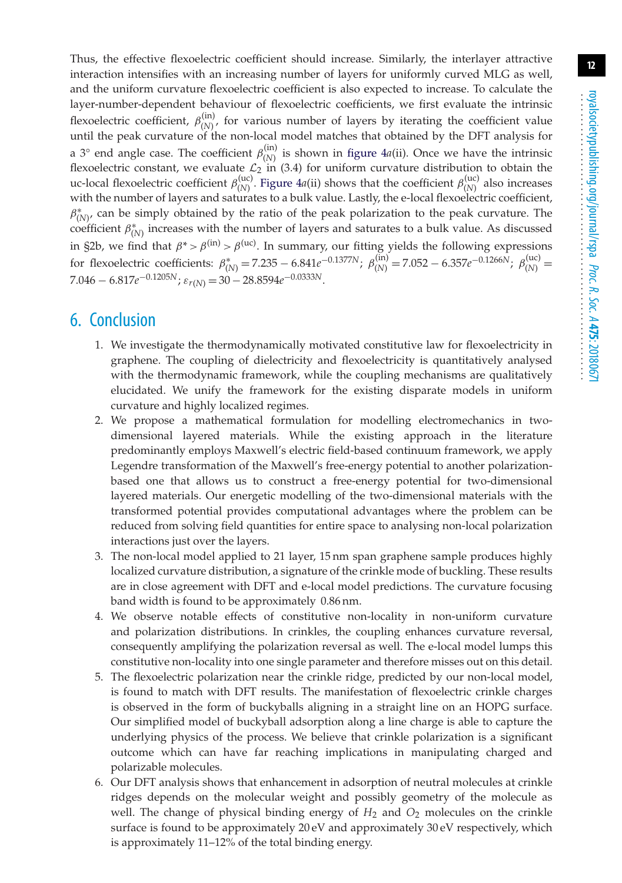Thus, the effective flexoelectric coefficient should increase. Similarly, the interlayer attractive interaction intensifies with an increasing number of layers for uniformly curved MLG as well, and the uniform curvature flexoelectric coefficient is also expected to increase. To calculate the layer-number-dependent behaviour of flexoelectric coefficients, we first evaluate the intrinsic flexoelectric coefficient, $\beta^{(\mathrm{in})}_{(N)}$, for various number of layers by iterating the coefficient value until the peak curvature of the non-local model matches that obtained by the DFT analysis for a 3° end angle case. The coefficient $\beta^{(\mathrm{in})}_{(N)}$ is shown in figure 4*a*(ii). Once we have the intrinsic flexoelectric constant, we evaluate $\mathcal{L}_2$ in (3.4) for uniform curvature distribution to obtain the uc-local flexoelectric coefficient $\beta^{(\mathrm{uc})}_{(N)}$. Figure 4*a*(ii) shows that the coefficient $\beta^{(\mathrm{uc})}_{(N)}$ also increases with the number of layers and saturates to a bulk value. Lastly, the e-local flexoelectric coefficient, $\beta^{*}_{(N)}$, can be simply obtained by the ratio of the peak polarization to the peak curvature. The coefficient $\beta^{*}_{(N)}$ increases with the number of layers and saturates to a bulk value. As discussed in §2b, we find that $\beta^{*} > \beta^{(\mathrm{in})} > \beta^{(\mathrm{uc})}$. In summary, our fitting yields the following expressions for flexoelectric coefficients: $\beta^{*}_{(N)} = 7.235 - 6.841e^{-0.1377N}$; $\beta^{(\mathrm{in})}_{(N)} = 7.052 - 6.357e^{-0.1266N}$; $\beta^{(\mathrm{uc})}_{(N)} = 7.046 - 6.817e^{-0.1205N}$; $\varepsilon_{r(N)} = 30 - 28.8594e^{-0.0333N}$.

## 6. Conclusion

1. We investigate the thermodynamically motivated constitutive law for flexoelectricity in graphene. The coupling of dielectricity and flexoelectricity is quantitatively analysed with the thermodynamic framework, while the coupling mechanisms are qualitatively elucidated. We unify the framework for the existing disparate models in uniform curvature and highly localized regimes.
2. We propose a mathematical formulation for modelling electromechanics in two-dimensional layered materials. While the existing approach in the literature predominantly employs Maxwell's electric field-based continuum framework, we apply Legendre transformation of the Maxwell's free-energy potential to another polarization-based one that allows us to construct a free-energy potential for two-dimensional layered materials. Our energetic modelling of the two-dimensional materials with the transformed potential provides computational advantages where the problem can be reduced from solving field quantities for entire space to analysing non-local polarization interactions just over the layers.
3. The non-local model applied to 21 layer, 15 nm span graphene sample produces highly localized curvature distribution, a signature of the crinkle mode of buckling. These results are in close agreement with DFT and e-local model predictions. The curvature focusing band width is found to be approximately 0.86 nm.
4. We observe notable effects of constitutive non-locality in non-uniform curvature and polarization distributions. In crinkles, the coupling enhances curvature reversal, consequently amplifying the polarization reversal as well. The e-local model lumps this constitutive non-locality into one single parameter and therefore misses out on this detail.
5. The flexoelectric polarization near the crinkle ridge, predicted by our non-local model, is found to match with DFT results. The manifestation of flexoelectric crinkle charges is observed in the form of buckyballs aligning in a straight line on an HOPG surface. Our simplified model of buckyball adsorption along a line charge is able to capture the underlying physics of the process. We believe that crinkle polarization is a significant outcome which can have far reaching implications in manipulating charged and polarizable molecules.
6. Our DFT analysis shows that enhancement in adsorption of neutral molecules at crinkle ridges depends on the molecular weight and possibly geometry of the molecule as well. The change of physical binding energy of $H_2$ and $O_2$ molecules on the crinkle surface is found to be approximately 20 eV and approximately 30 eV respectively, which is approximately 11–12% of the total binding energy.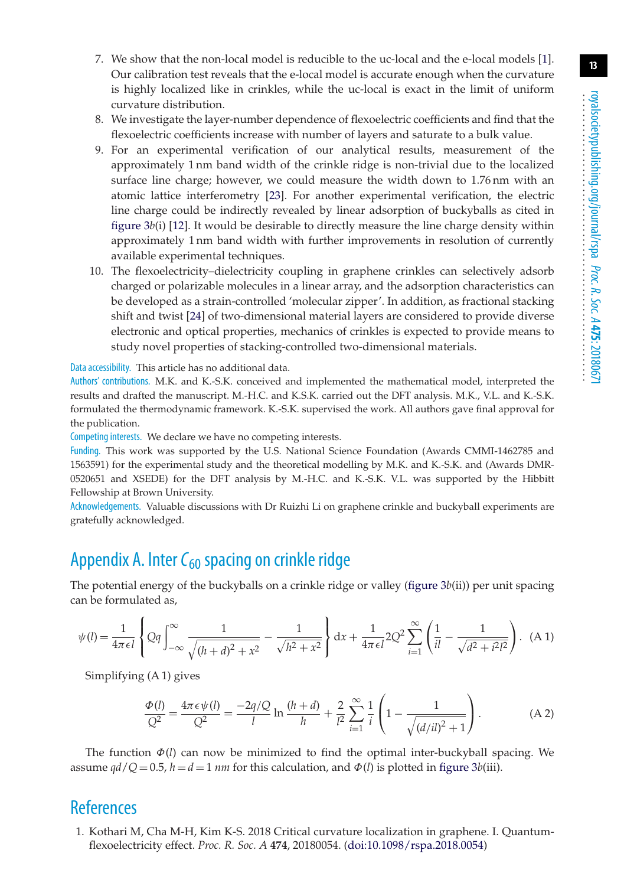7. We show that the non-local model is reducible to the uc-local and the e-local models [1]. Our calibration test reveals that the e-local model is accurate enough when the curvature is highly localized like in crinkles, while the uc-local is exact in the limit of uniform curvature distribution.
8. We investigate the layer-number dependence of flexoelectric coefficients and find that the flexoelectric coefficients increase with number of layers and saturate to a bulk value.
9. For an experimental verification of our analytical results, measurement of the approximately 1 nm band width of the crinkle ridge is non-trivial due to the localized surface line charge; however, we could measure the width down to 1.76 nm with an atomic lattice interferometry [23]. For another experimental verification, the electric line charge could be indirectly revealed by linear adsorption of buckyballs as cited in figure 3*b*(i) [12]. It would be desirable to directly measure the line charge density within approximately 1 nm band width with further improvements in resolution of currently available experimental techniques.
10. The flexoelectricity–dielectricity coupling in graphene crinkles can selectively adsorb charged or polarizable molecules in a linear array, and the adsorption characteristics can be developed as a strain-controlled 'molecular zipper'. In addition, as fractional stacking shift and twist [24] of two-dimensional material layers are considered to provide diverse electronic and optical properties, mechanics of crinkles is expected to provide means to study novel properties of stacking-controlled two-dimensional materials.

Data accessibility. This article has no additional data.

Authors' contributions. M.K. and K.-S.K. conceived and implemented the mathematical model, interpreted the results and drafted the manuscript. M.-H.C. and K.S.K. carried out the DFT analysis. M.K., V.L. and K.-S.K. formulated the thermodynamic framework. K.-S.K. supervised the work. All authors gave final approval for the publication.

Competing interests. We declare we have no competing interests.

Funding. This work was supported by the U.S. National Science Foundation (Awards CMMI-1462785 and 1563591) for the experimental study and the theoretical modelling by M.K. and K.-S.K. and (Awards DMR-0520651 and XSEDE) for the DFT analysis by M.-H.C. and K.-S.K. V.L. was supported by the Hibbitt Fellowship at Brown University.

Acknowledgements. Valuable discussions with Dr Ruizhi Li on graphene crinkle and buckyball experiments are gratefully acknowledged.

## Appendix A. Inter $C_{60}$ spacing on crinkle ridge

The potential energy of the buckyballs on a crinkle ridge or valley (figure 3*b*(ii)) per unit spacing can be formulated as,

$$\psi(l) = \frac{1}{4\pi\epsilon l}\left\{Qq\int_{-\infty}^{\infty}\frac{1}{\sqrt{(h+d)^2+x^2}} - \frac{1}{\sqrt{h^2+x^2}}\right\}\mathrm{d}x + \frac{1}{4\pi\epsilon l}2Q^2\sum_{i=1}^{\infty}\left(\frac{1}{il} - \frac{1}{\sqrt{d^2+i^2l^2}}\right). \quad \text{(A 1)}$$

Simplifying (A 1) gives

$$\frac{\Phi(l)}{Q^2} = \frac{4\pi\epsilon\psi(l)}{Q^2} = \frac{-2q/Q}{l}\ln\frac{(h+d)}{h} + \frac{2}{l^2}\sum_{i=1}^{\infty}\frac{1}{i}\left(1 - \frac{1}{\sqrt{(d/il)^2+1}}\right). \quad \text{(A 2)}$$

The function $\Phi(l)$ can now be minimized to find the optimal inter-buckyball spacing. We assume $qd/Q = 0.5$, $h = d = 1$ *nm* for this calculation, and $\Phi(l)$ is plotted in figure 3*b*(iii).

## References

1. Kothari M, Cha M-H, Kim K-S. 2018 Critical curvature localization in graphene. I. Quantum-flexoelectricity effect. *Proc. R. Soc. A* **474**, 20180054. (doi:10.1098/rspa.2018.0054)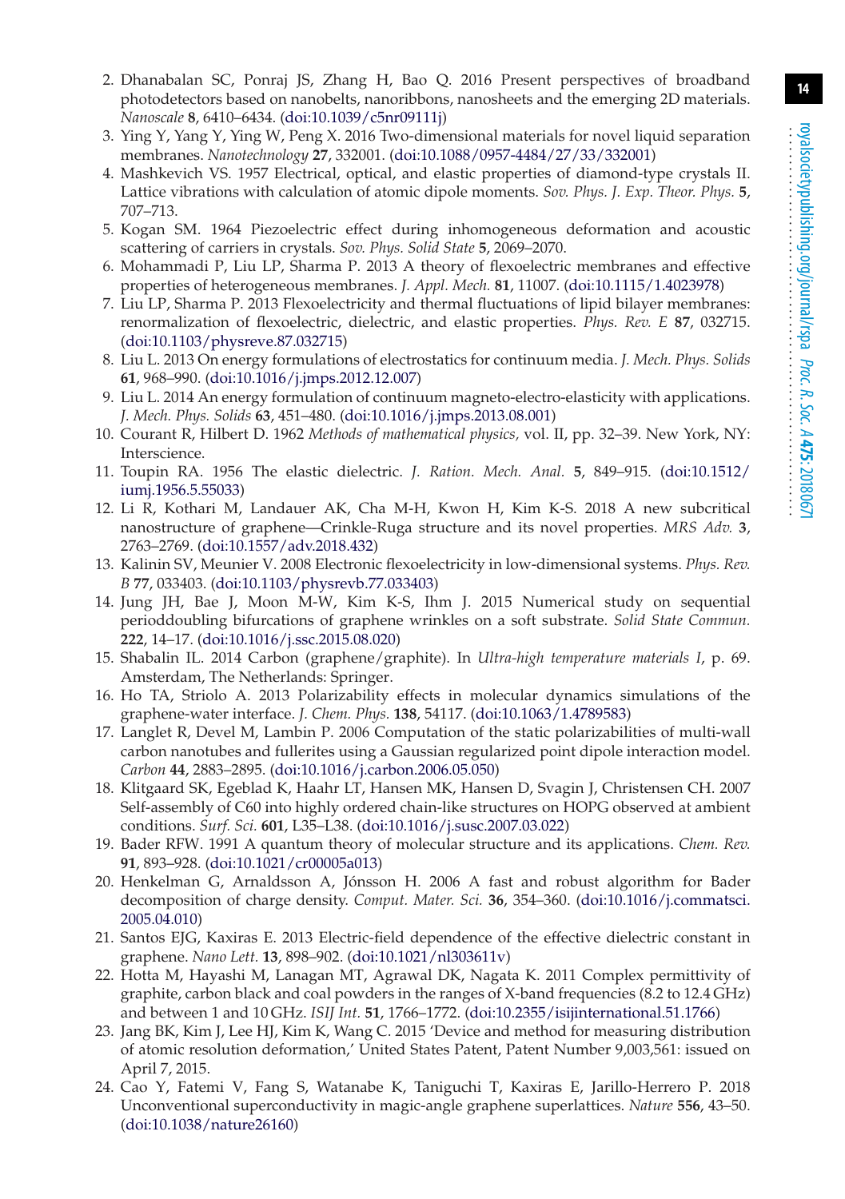2. Dhanabalan SC, Ponraj JS, Zhang H, Bao Q. 2016 Present perspectives of broadband photodetectors based on nanobelts, nanoribbons, nanosheets and the emerging 2D materials. *Nanoscale* **8**, 6410–6434. (doi:10.1039/c5nr09111j)
3. Ying Y, Yang Y, Ying W, Peng X. 2016 Two-dimensional materials for novel liquid separation membranes. *Nanotechnology* **27**, 332001. (doi:10.1088/0957-4484/27/33/332001)
4. Mashkevich VS. 1957 Electrical, optical, and elastic properties of diamond-type crystals II. Lattice vibrations with calculation of atomic dipole moments. *Sov. Phys. J. Exp. Theor. Phys.* **5**, 707–713.
5. Kogan SM. 1964 Piezoelectric effect during inhomogeneous deformation and acoustic scattering of carriers in crystals. *Sov. Phys. Solid State* **5**, 2069–2070.
6. Mohammadi P, Liu LP, Sharma P. 2013 A theory of flexoelectric membranes and effective properties of heterogeneous membranes. *J. Appl. Mech.* **81**, 11007. (doi:10.1115/1.4023978)
7. Liu LP, Sharma P. 2013 Flexoelectricity and thermal fluctuations of lipid bilayer membranes: renormalization of flexoelectric, dielectric, and elastic properties. *Phys. Rev. E* **87**, 032715. (doi:10.1103/physreve.87.032715)
8. Liu L. 2013 On energy formulations of electrostatics for continuum media. *J. Mech. Phys. Solids* **61**, 968–990. (doi:10.1016/j.jmps.2012.12.007)
9. Liu L. 2014 An energy formulation of continuum magneto-electro-elasticity with applications. *J. Mech. Phys. Solids* **63**, 451–480. (doi:10.1016/j.jmps.2013.08.001)
10. Courant R, Hilbert D. 1962 *Methods of mathematical physics*, vol. II, pp. 32–39. New York, NY: Interscience.
11. Toupin RA. 1956 The elastic dielectric. *J. Ration. Mech. Anal.* **5**, 849–915. (doi:10.1512/iumj.1956.5.55033)
12. Li R, Kothari M, Landauer AK, Cha M-H, Kwon H, Kim K-S. 2018 A new subcritical nanostructure of graphene—Crinkle-Ruga structure and its novel properties. *MRS Adv.* **3**, 2763–2769. (doi:10.1557/adv.2018.432)
13. Kalinin SV, Meunier V. 2008 Electronic flexoelectricity in low-dimensional systems. *Phys. Rev. B* **77**, 033403. (doi:10.1103/physrevb.77.033403)
14. Jung JH, Bae J, Moon M-W, Kim K-S, Ihm J. 2015 Numerical study on sequential perioddoubling bifurcations of graphene wrinkles on a soft substrate. *Solid State Commun.* **222**, 14–17. (doi:10.1016/j.ssc.2015.08.020)
15. Shabalin IL. 2014 Carbon (graphene/graphite). In *Ultra-high temperature materials I*, p. 69. Amsterdam, The Netherlands: Springer.
16. Ho TA, Striolo A. 2013 Polarizability effects in molecular dynamics simulations of the graphene-water interface. *J. Chem. Phys.* **138**, 54117. (doi:10.1063/1.4789583)
17. Langlet R, Devel M, Lambin P. 2006 Computation of the static polarizabilities of multi-wall carbon nanotubes and fullerites using a Gaussian regularized point dipole interaction model. *Carbon* **44**, 2883–2895. (doi:10.1016/j.carbon.2006.05.050)
18. Klitgaard SK, Egeblad K, Haahr LT, Hansen MK, Hansen D, Svagin J, Christensen CH. 2007 Self-assembly of C60 into highly ordered chain-like structures on HOPG observed at ambient conditions. *Surf. Sci.* **601**, L35–L38. (doi:10.1016/j.susc.2007.03.022)
19. Bader RFW. 1991 A quantum theory of molecular structure and its applications. *Chem. Rev.* **91**, 893–928. (doi:10.1021/cr00005a013)
20. Henkelman G, Arnaldsson A, Jónsson H. 2006 A fast and robust algorithm for Bader decomposition of charge density. *Comput. Mater. Sci.* **36**, 354–360. (doi:10.1016/j.commatsci.2005.04.010)
21. Santos EJG, Kaxiras E. 2013 Electric-field dependence of the effective dielectric constant in graphene. *Nano Lett.* **13**, 898–902. (doi:10.1021/nl303611v)
22. Hotta M, Hayashi M, Lanagan MT, Agrawal DK, Nagata K. 2011 Complex permittivity of graphite, carbon black and coal powders in the ranges of X-band frequencies (8.2 to 12.4 GHz) and between 1 and 10 GHz. *ISIJ Int.* **51**, 1766–1772. (doi:10.2355/isijinternational.51.1766)
23. Jang BK, Kim J, Lee HJ, Kim K, Wang C. 2015 'Device and method for measuring distribution of atomic resolution deformation,' United States Patent, Patent Number 9,003,561: issued on April 7, 2015.
24. Cao Y, Fatemi V, Fang S, Watanabe K, Taniguchi T, Kaxiras E, Jarillo-Herrero P. 2018 Unconventional superconductivity in magic-angle graphene superlattices. *Nature* **556**, 43–50. (doi:10.1038/nature26160)